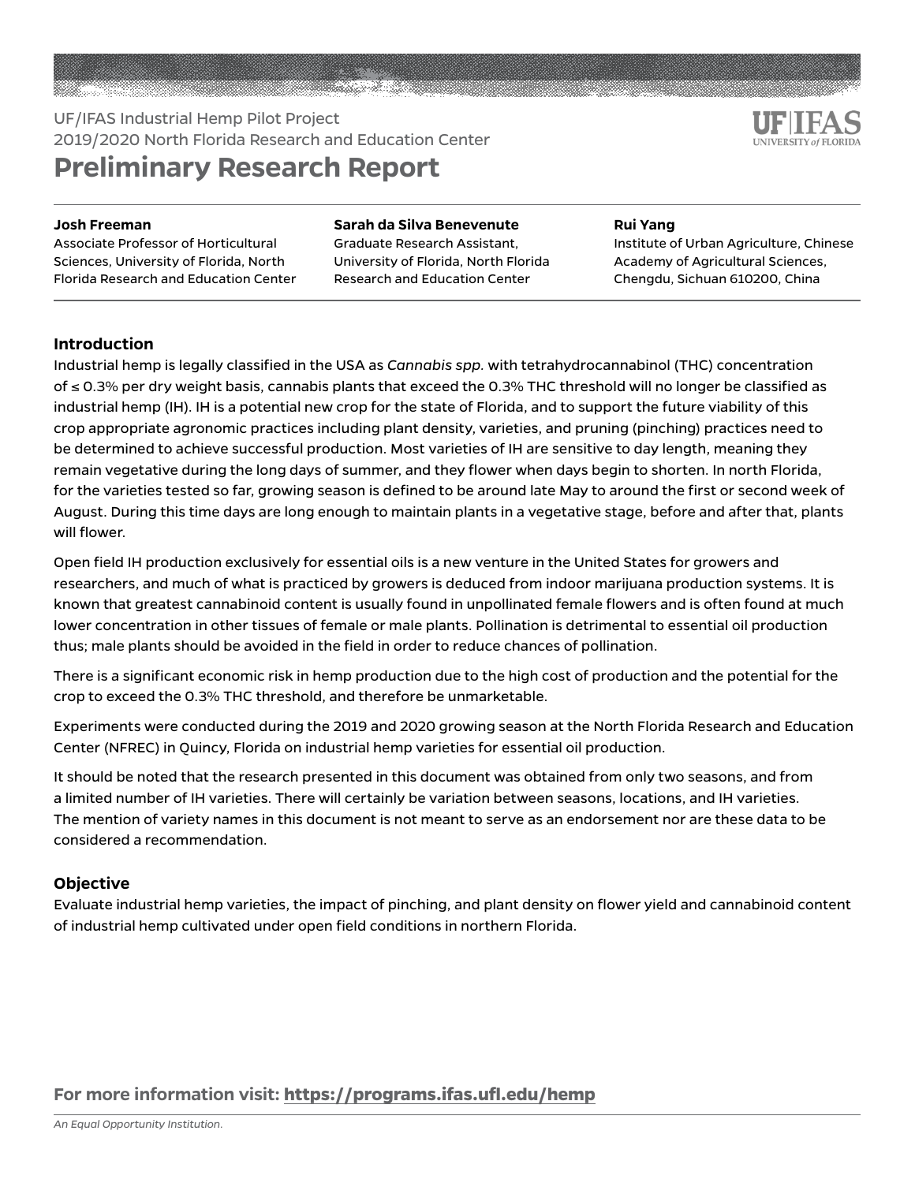UF/IFAS Industrial Hemp Pilot Project
2019/2020 North Florida Research and Education Center

# Preliminary Research Report

**Josh Freeman**
Associate Professor of Horticultural Sciences, University of Florida, North Florida Research and Education Center

**Sarah da Silva Benevenute**
Graduate Research Assistant, University of Florida, North Florida Research and Education Center

**Rui Yang**
Institute of Urban Agriculture, Chinese Academy of Agricultural Sciences, Chengdu, Sichuan 610200, China

## Introduction

Industrial hemp is legally classified in the USA as *Cannabis spp.* with tetrahydrocannabinol (THC) concentration of ≤ 0.3% per dry weight basis, cannabis plants that exceed the 0.3% THC threshold will no longer be classified as industrial hemp (IH). IH is a potential new crop for the state of Florida, and to support the future viability of this crop appropriate agronomic practices including plant density, varieties, and pruning (pinching) practices need to be determined to achieve successful production. Most varieties of IH are sensitive to day length, meaning they remain vegetative during the long days of summer, and they flower when days begin to shorten. In north Florida, for the varieties tested so far, growing season is defined to be around late May to around the first or second week of August. During this time days are long enough to maintain plants in a vegetative stage, before and after that, plants will flower.

Open field IH production exclusively for essential oils is a new venture in the United States for growers and researchers, and much of what is practiced by growers is deduced from indoor marijuana production systems. It is known that greatest cannabinoid content is usually found in unpollinated female flowers and is often found at much lower concentration in other tissues of female or male plants. Pollination is detrimental to essential oil production thus; male plants should be avoided in the field in order to reduce chances of pollination.

There is a significant economic risk in hemp production due to the high cost of production and the potential for the crop to exceed the 0.3% THC threshold, and therefore be unmarketable.

Experiments were conducted during the 2019 and 2020 growing season at the North Florida Research and Education Center (NFREC) in Quincy, Florida on industrial hemp varieties for essential oil production.

It should be noted that the research presented in this document was obtained from only two seasons, and from a limited number of IH varieties. There will certainly be variation between seasons, locations, and IH varieties. The mention of variety names in this document is not meant to serve as an endorsement nor are these data to be considered a recommendation.

## Objective

Evaluate industrial hemp varieties, the impact of pinching, and plant density on flower yield and cannabinoid content of industrial hemp cultivated under open field conditions in northern Florida.

**For more information visit: https://programs.ifas.ufl.edu/hemp**

*An Equal Opportunity Institution.*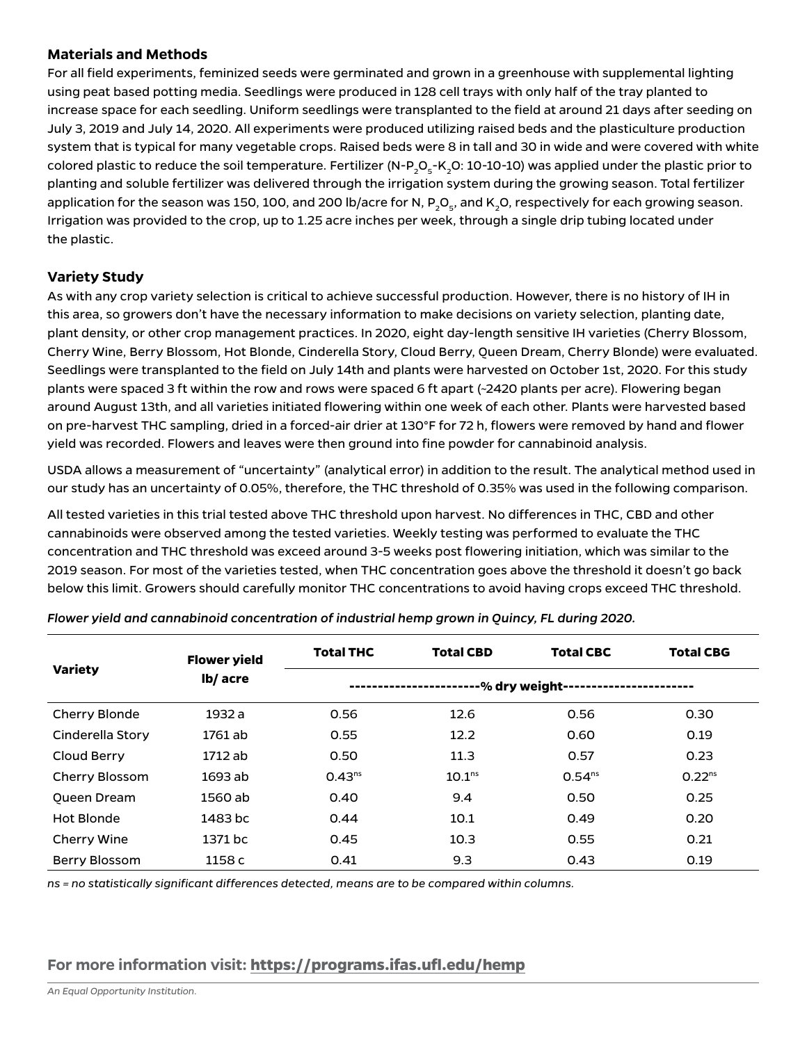## Materials and Methods

For all field experiments, feminized seeds were germinated and grown in a greenhouse with supplemental lighting using peat based potting media. Seedlings were produced in 128 cell trays with only half of the tray planted to increase space for each seedling. Uniform seedlings were transplanted to the field at around 21 days after seeding on July 3, 2019 and July 14, 2020. All experiments were produced utilizing raised beds and the plasticulture production system that is typical for many vegetable crops. Raised beds were 8 in tall and 30 in wide and were covered with white colored plastic to reduce the soil temperature. Fertilizer (N-$P_2O_5$-$K_2O$: 10-10-10) was applied under the plastic prior to planting and soluble fertilizer was delivered through the irrigation system during the growing season. Total fertilizer application for the season was 150, 100, and 200 lb/acre for N, $P_2O_5$, and $K_2O$, respectively for each growing season. Irrigation was provided to the crop, up to 1.25 acre inches per week, through a single drip tubing located under the plastic.

## Variety Study

As with any crop variety selection is critical to achieve successful production. However, there is no history of IH in this area, so growers don't have the necessary information to make decisions on variety selection, planting date, plant density, or other crop management practices. In 2020, eight day-length sensitive IH varieties (Cherry Blossom, Cherry Wine, Berry Blossom, Hot Blonde, Cinderella Story, Cloud Berry, Queen Dream, Cherry Blonde) were evaluated. Seedlings were transplanted to the field on July 14th and plants were harvested on October 1st, 2020. For this study plants were spaced 3 ft within the row and rows were spaced 6 ft apart (~2420 plants per acre). Flowering began around August 13th, and all varieties initiated flowering within one week of each other. Plants were harvested based on pre-harvest THC sampling, dried in a forced-air drier at 130°F for 72 h, flowers were removed by hand and flower yield was recorded. Flowers and leaves were then ground into fine powder for cannabinoid analysis.

USDA allows a measurement of "uncertainty" (analytical error) in addition to the result. The analytical method used in our study has an uncertainty of 0.05%, therefore, the THC threshold of 0.35% was used in the following comparison.

All tested varieties in this trial tested above THC threshold upon harvest. No differences in THC, CBD and other cannabinoids were observed among the tested varieties. Weekly testing was performed to evaluate the THC concentration and THC threshold was exceed around 3-5 weeks post flowering initiation, which was similar to the 2019 season. For most of the varieties tested, when THC concentration goes above the threshold it doesn't go back below this limit. Growers should carefully monitor THC concentrations to avoid having crops exceed THC threshold.

*Flower yield and cannabinoid concentration of industrial hemp grown in Quincy, FL during 2020.*

| Variety | Flower yield lb/ acre | Total THC | Total CBD | Total CBC | Total CBG |
|---|---|---|---|---|---|
| | | % dry weight | | | |
| Cherry Blonde | 1932 a | 0.56 | 12.6 | 0.56 | 0.30 |
| Cinderella Story | 1761 ab | 0.55 | 12.2 | 0.60 | 0.19 |
| Cloud Berry | 1712 ab | 0.50 | 11.3 | 0.57 | 0.23 |
| Cherry Blossom | 1693 ab | 0.43 ns | 10.1 ns | 0.54 ns | 0.22 ns |
| Queen Dream | 1560 ab | 0.40 | 9.4 | 0.50 | 0.25 |
| Hot Blonde | 1483 bc | 0.44 | 10.1 | 0.49 | 0.20 |
| Cherry Wine | 1371 bc | 0.45 | 10.3 | 0.55 | 0.21 |
| Berry Blossom | 1158 c | 0.41 | 9.3 | 0.43 | 0.19 |

*ns = no statistically significant differences detected, means are to be compared within columns.*

**For more information visit: https://programs.ifas.ufl.edu/hemp**

*An Equal Opportunity Institution.*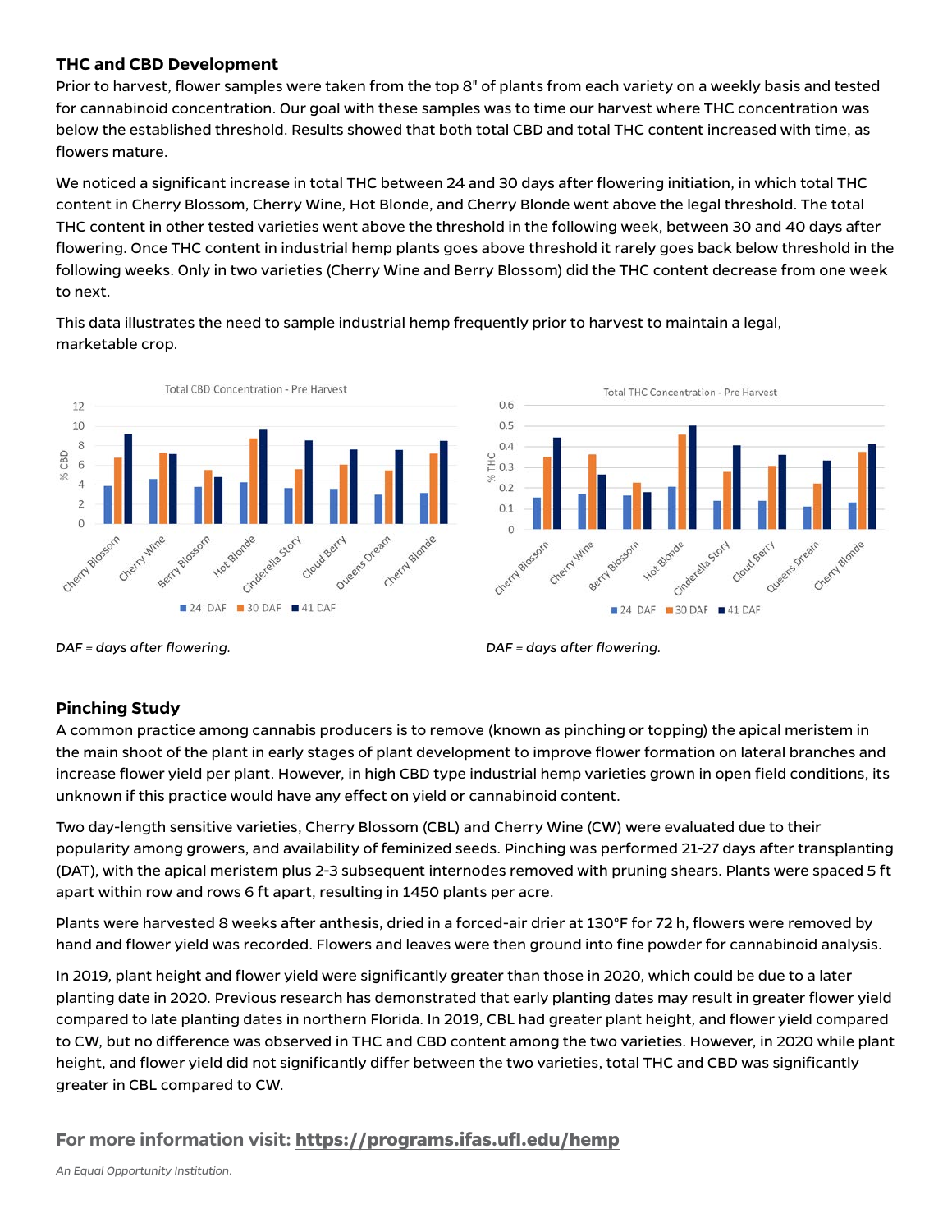## THC and CBD Development

Prior to harvest, flower samples were taken from the top 8" of plants from each variety on a weekly basis and tested for cannabinoid concentration. Our goal with these samples was to time our harvest where THC concentration was below the established threshold. Results showed that both total CBD and total THC content increased with time, as flowers mature.

We noticed a significant increase in total THC between 24 and 30 days after flowering initiation, in which total THC content in Cherry Blossom, Cherry Wine, Hot Blonde, and Cherry Blonde went above the legal threshold. The total THC content in other tested varieties went above the threshold in the following week, between 30 and 40 days after flowering. Once THC content in industrial hemp plants goes above threshold it rarely goes back below threshold in the following weeks. Only in two varieties (Cherry Wine and Berry Blossom) did the THC content decrease from one week to next.

This data illustrates the need to sample industrial hemp frequently prior to harvest to maintain a legal, marketable crop.

*DAF = days after flowering.*

*DAF = days after flowering.*

## Pinching Study

A common practice among cannabis producers is to remove (known as pinching or topping) the apical meristem in the main shoot of the plant in early stages of plant development to improve flower formation on lateral branches and increase flower yield per plant. However, in high CBD type industrial hemp varieties grown in open field conditions, its unknown if this practice would have any effect on yield or cannabinoid content.

Two day-length sensitive varieties, Cherry Blossom (CBL) and Cherry Wine (CW) were evaluated due to their popularity among growers, and availability of feminized seeds. Pinching was performed 21-27 days after transplanting (DAT), with the apical meristem plus 2-3 subsequent internodes removed with pruning shears. Plants were spaced 5 ft apart within row and rows 6 ft apart, resulting in 1450 plants per acre.

Plants were harvested 8 weeks after anthesis, dried in a forced-air drier at 130°F for 72 h, flowers were removed by hand and flower yield was recorded. Flowers and leaves were then ground into fine powder for cannabinoid analysis.

In 2019, plant height and flower yield were significantly greater than those in 2020, which could be due to a later planting date in 2020. Previous research has demonstrated that early planting dates may result in greater flower yield compared to late planting dates in northern Florida. In 2019, CBL had greater plant height, and flower yield compared to CW, but no difference was observed in THC and CBD content among the two varieties. However, in 2020 while plant height, and flower yield did not significantly differ between the two varieties, total THC and CBD was significantly greater in CBL compared to CW.

**For more information visit: https://programs.ifas.ufl.edu/hemp**

*An Equal Opportunity Institution.*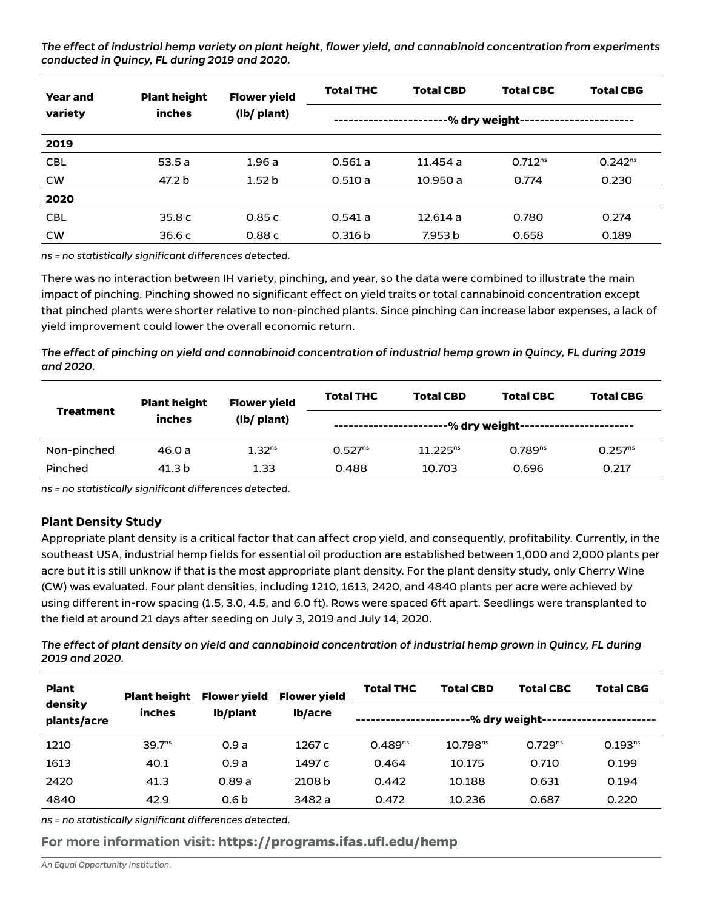*The effect of industrial hemp variety on plant height, flower yield, and cannabinoid concentration from experiments conducted in Quincy, FL during 2019 and 2020.*

| Year and variety | Plant height inches | Flower yield (lb/ plant) | Total THC | Total CBD | Total CBC | Total CBG |
|---|---|---|---|---|---|---|
| | | | ----------------------% dry weight---------------------- | | | |
| **2019** | | | | | | |
| CBL | 53.5 a | 1.96 a | 0.561 a | 11.454 a | 0.712[ns] | 0.242[ns] |
| CW | 47.2 b | 1.52 b | 0.510 a | 10.950 a | 0.774 | 0.230 |
| **2020** | | | | | | |
| CBL | 35.8 c | 0.85 c | 0.541 a | 12.614 a | 0.780 | 0.274 |
| CW | 36.6 c | 0.88 c | 0.316 b | 7.953 b | 0.658 | 0.189 |

*ns = no statistically significant differences detected.*

There was no interaction between IH variety, pinching, and year, so the data were combined to illustrate the main impact of pinching. Pinching showed no significant effect on yield traits or total cannabinoid concentration except that pinched plants were shorter relative to non-pinched plants. Since pinching can increase labor expenses, a lack of yield improvement could lower the overall economic return.

*The effect of pinching on yield and cannabinoid concentration of industrial hemp grown in Quincy, FL during 2019 and 2020.*

| Treatment | Plant height inches | Flower yield (lb/ plant) | Total THC | Total CBD | Total CBC | Total CBG |
|---|---|---|---|---|---|---|
| | | | ----------------------% dry weight---------------------- | | | |
| Non-pinched | 46.0 a | 1.32[ns] | 0.527[ns] | 11.225[ns] | 0.789[ns] | 0.257[ns] |
| Pinched | 41.3 b | 1.33 | 0.488 | 10.703 | 0.696 | 0.217 |

*ns = no statistically significant differences detected.*

### Plant Density Study

Appropriate plant density is a critical factor that can affect crop yield, and consequently, profitability. Currently, in the southeast USA, industrial hemp fields for essential oil production are established between 1,000 and 2,000 plants per acre but it is still unknow if that is the most appropriate plant density. For the plant density study, only Cherry Wine (CW) was evaluated. Four plant densities, including 1210, 1613, 2420, and 4840 plants per acre were achieved by using different in-row spacing (1.5, 3.0, 4.5, and 6.0 ft). Rows were spaced 6ft apart. Seedlings were transplanted to the field at around 21 days after seeding on July 3, 2019 and July 14, 2020.

*The effect of plant density on yield and cannabinoid concentration of industrial hemp grown in Quincy, FL during 2019 and 2020.*

| Plant density plants/acre | Plant height inches | Flower yield lb/plant | Flower yield lb/acre | Total THC | Total CBD | Total CBC | Total CBG |
|---|---|---|---|---|---|---|---|
| | | | | ----------------------% dry weight---------------------- | | | |
| 1210 | 39.7[ns] | 0.9 a | 1267 c | 0.489[ns] | 10.798[ns] | 0.729[ns] | 0.193[ns] |
| 1613 | 40.1 | 0.9 a | 1497 c | 0.464 | 10.175 | 0.710 | 0.199 |
| 2420 | 41.3 | 0.89 a | 2108 b | 0.442 | 10.188 | 0.631 | 0.194 |
| 4840 | 42.9 | 0.6 b | 3482 a | 0.472 | 10.236 | 0.687 | 0.220 |

*ns = no statistically significant differences detected.*

**For more information visit: https://programs.ifas.ufl.edu/hemp**

*An Equal Opportunity Institution.*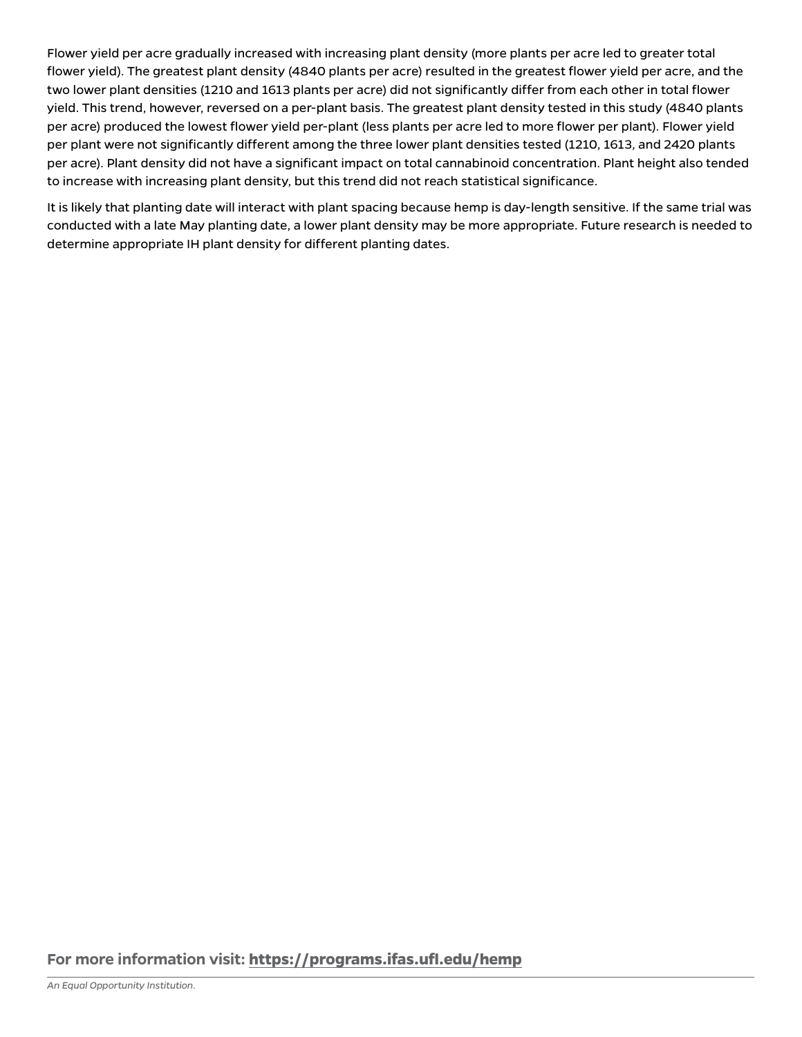Flower yield per acre gradually increased with increasing plant density (more plants per acre led to greater total flower yield). The greatest plant density (4840 plants per acre) resulted in the greatest flower yield per acre, and the two lower plant densities (1210 and 1613 plants per acre) did not significantly differ from each other in total flower yield. This trend, however, reversed on a per-plant basis. The greatest plant density tested in this study (4840 plants per acre) produced the lowest flower yield per-plant (less plants per acre led to more flower per plant). Flower yield per plant were not significantly different among the three lower plant densities tested (1210, 1613, and 2420 plants per acre). Plant density did not have a significant impact on total cannabinoid concentration. Plant height also tended to increase with increasing plant density, but this trend did not reach statistical significance.

It is likely that planting date will interact with plant spacing because hemp is day-length sensitive. If the same trial was conducted with a late May planting date, a lower plant density may be more appropriate. Future research is needed to determine appropriate IH plant density for different planting dates.

**For more information visit: https://programs.ifas.ufl.edu/hemp**

*An Equal Opportunity Institution.*